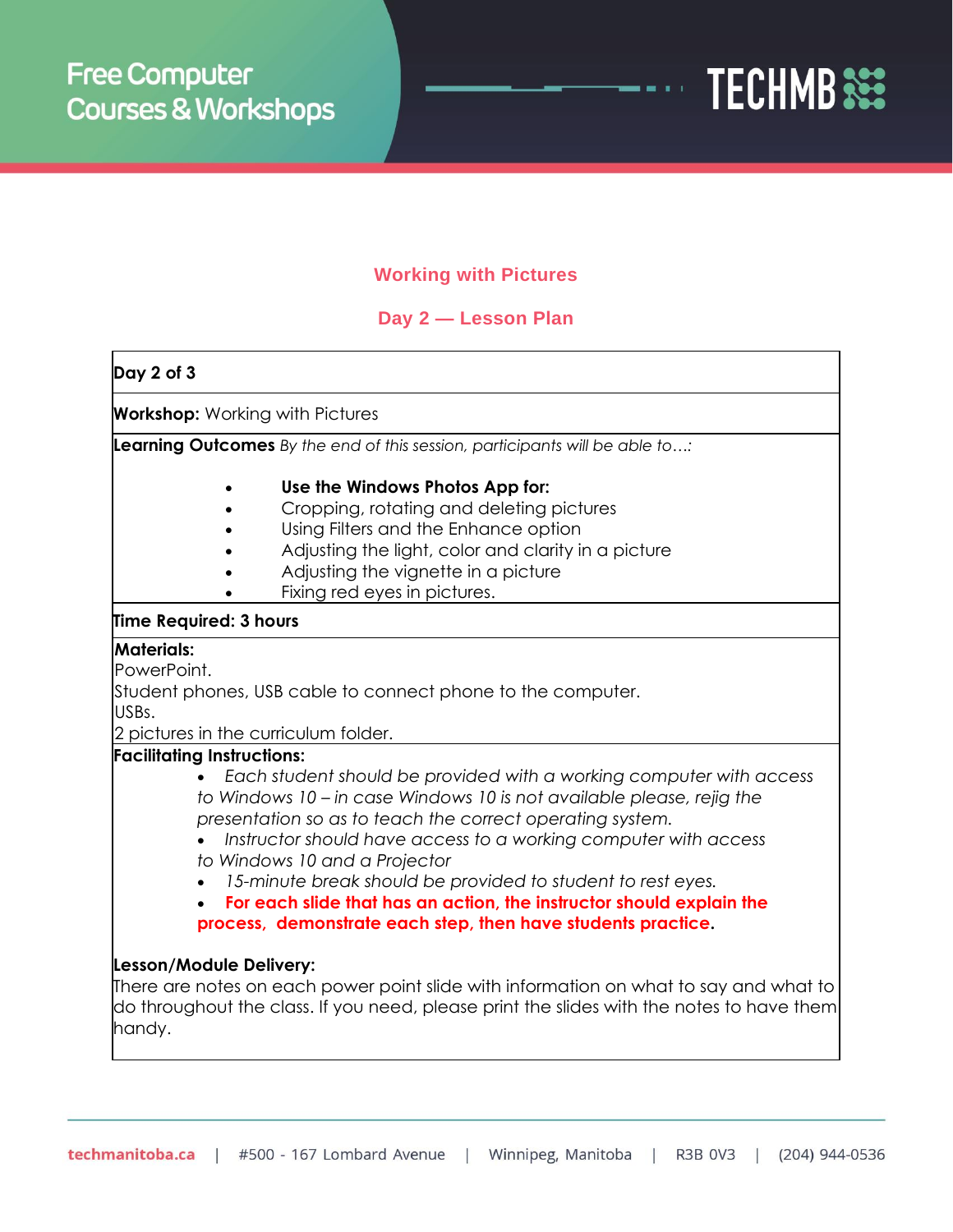Free Computer Courses & Workshops

TECHMB

## Working with Pictures

## Day 2 — Lesson Plan

**Day 2 of 3**

**Workshop:** Working with Pictures

**Learning Outcomes** *By the end of this session, participants will be able to…:*

- **Use the Windows Photos App for:**
- Cropping, rotating and deleting pictures
- Using Filters and the Enhance option
- Adjusting the light, color and clarity in a picture
- Adjusting the vignette in a picture
- Fixing red eyes in pictures.

**Time Required: 3 hours**

**Materials:**
PowerPoint.
Student phones, USB cable to connect phone to the computer.
USBs.
2 pictures in the curriculum folder.

**Facilitating Instructions:**

- *Each student should be provided with a working computer with access to Windows 10 – in case Windows 10 is not available please, rejig the presentation so as to teach the correct operating system.*
- *Instructor should have access to a working computer with access to Windows 10 and a Projector*
- *15-minute break should be provided to student to rest eyes.*
- **For each slide that has an action, the instructor should explain the process, demonstrate each step, then have students practice.**

**Lesson/Module Delivery:**
There are notes on each power point slide with information on what to say and what to do throughout the class. If you need, please print the slides with the notes to have them handy.

techmanitoba.ca | #500 - 167 Lombard Avenue | Winnipeg, Manitoba | R3B 0V3 | (204) 944-0536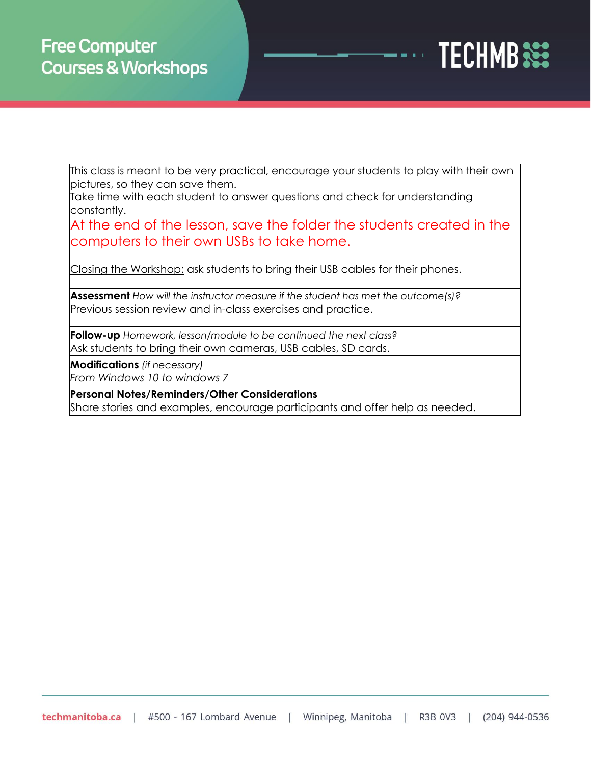This class is meant to be very practical, encourage your students to play with their own pictures, so they can save them.
Take time with each student to answer questions and check for understanding constantly.

At the end of the lesson, save the folder the students created in the computers to their own USBs to take home.

Closing the Workshop: ask students to bring their USB cables for their phones.

**Assessment** *How will the instructor measure if the student has met the outcome(s)?*
Previous session review and in-class exercises and practice.

**Follow-up** *Homework, lesson/module to be continued the next class?*
Ask students to bring their own cameras, USB cables, SD cards.

**Modifications** *(if necessary)*
*From Windows 10 to windows 7*

**Personal Notes/Reminders/Other Considerations**
Share stories and examples, encourage participants and offer help as needed.